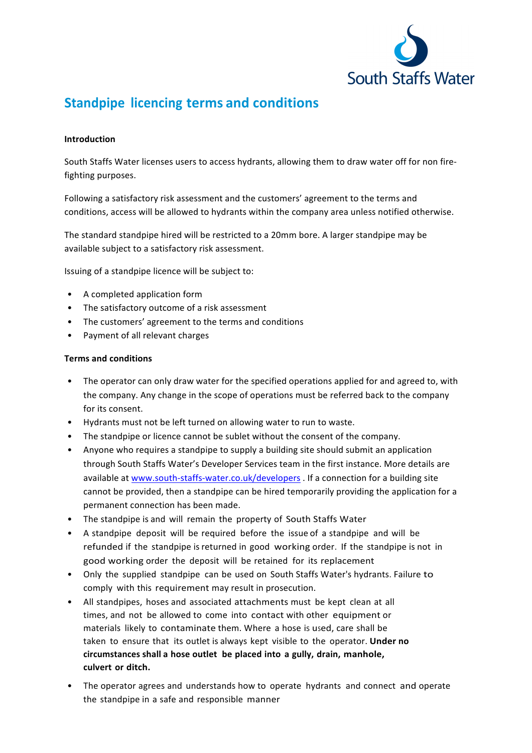South Staffs Water

# Standpipe licencing terms and conditions

**Introduction**

South Staffs Water licenses users to access hydrants, allowing them to draw water off for non fire-fighting purposes.

Following a satisfactory risk assessment and the customers' agreement to the terms and conditions, access will be allowed to hydrants within the company area unless notified otherwise.

The standard standpipe hired will be restricted to a 20mm bore. A larger standpipe may be available subject to a satisfactory risk assessment.

Issuing of a standpipe licence will be subject to:

- A completed application form
- The satisfactory outcome of a risk assessment
- The customers' agreement to the terms and conditions
- Payment of all relevant charges

**Terms and conditions**

- The operator can only draw water for the specified operations applied for and agreed to, with the company. Any change in the scope of operations must be referred back to the company for its consent.
- Hydrants must not be left turned on allowing water to run to waste.
- The standpipe or licence cannot be sublet without the consent of the company.
- Anyone who requires a standpipe to supply a building site should submit an application through South Staffs Water's Developer Services team in the first instance. More details are available at [www.south-staffs-water.co.uk/developers](http://www.south-staffs-water.co.uk/developers) . If a connection for a building site cannot be provided, then a standpipe can be hired temporarily providing the application for a permanent connection has been made.
- The standpipe is and will remain the property of South Staffs Water
- A standpipe deposit will be required before the issue of a standpipe and will be refunded if the standpipe is returned in good working order. If the standpipe is not in good working order the deposit will be retained for its replacement
- Only the supplied standpipe can be used on South Staffs Water's hydrants. Failure to comply with this requirement may result in prosecution.
- All standpipes, hoses and associated attachments must be kept clean at all times, and not be allowed to come into contact with other equipment or materials likely to contaminate them. Where a hose is used, care shall be taken to ensure that its outlet is always kept visible to the operator. **Under no circumstances shall a hose outlet be placed into a gully, drain, manhole, culvert or ditch.**
- The operator agrees and understands how to operate hydrants and connect and operate the standpipe in a safe and responsible manner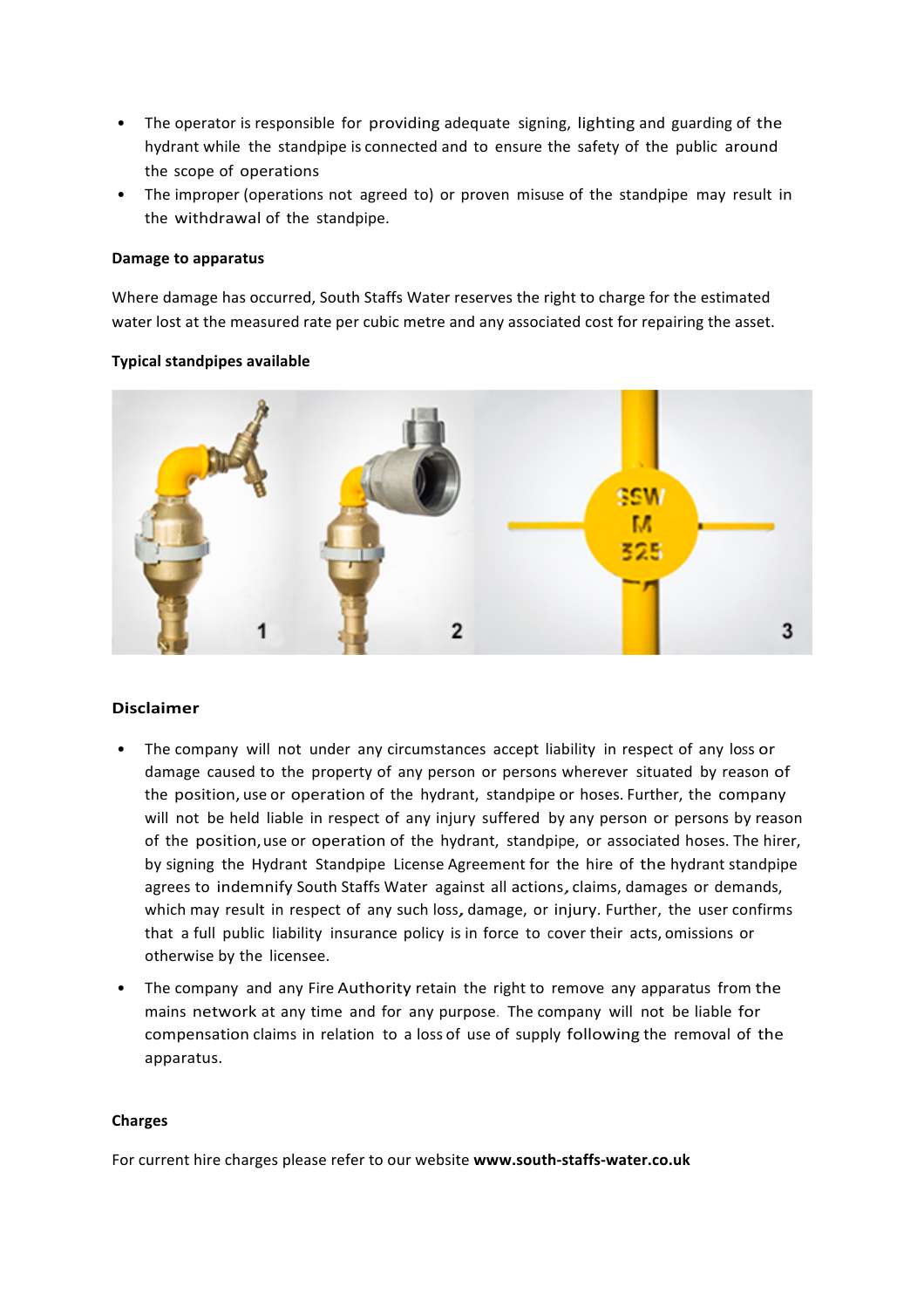- The operator is responsible for providing adequate signing, lighting and guarding of the hydrant while the standpipe is connected and to ensure the safety of the public around the scope of operations
- The improper (operations not agreed to) or proven misuse of the standpipe may result in the withdrawal of the standpipe.

**Damage to apparatus**

Where damage has occurred, South Staffs Water reserves the right to charge for the estimated water lost at the measured rate per cubic metre and any associated cost for repairing the asset.

**Typical standpipes available**

1

2

SSW M 325

3

## Disclaimer

- The company will not under any circumstances accept liability in respect of any loss or damage caused to the property of any person or persons wherever situated by reason of the position, use or operation of the hydrant, standpipe or hoses. Further, the company will not be held liable in respect of any injury suffered by any person or persons by reason of the position, use or operation of the hydrant, standpipe, or associated hoses. The hirer, by signing the Hydrant Standpipe License Agreement for the hire of the hydrant standpipe agrees to indemnify South Staffs Water against all actions, claims, damages or demands, which may result in respect of any such loss, damage, or injury. Further, the user confirms that a full public liability insurance policy is in force to cover their acts, omissions or otherwise by the licensee.
- The company and any Fire Authority retain the right to remove any apparatus from the mains network at any time and for any purpose. The company will not be liable for compensation claims in relation to a loss of use of supply following the removal of the apparatus.

**Charges**

For current hire charges please refer to our website **www.south-staffs-water.co.uk**